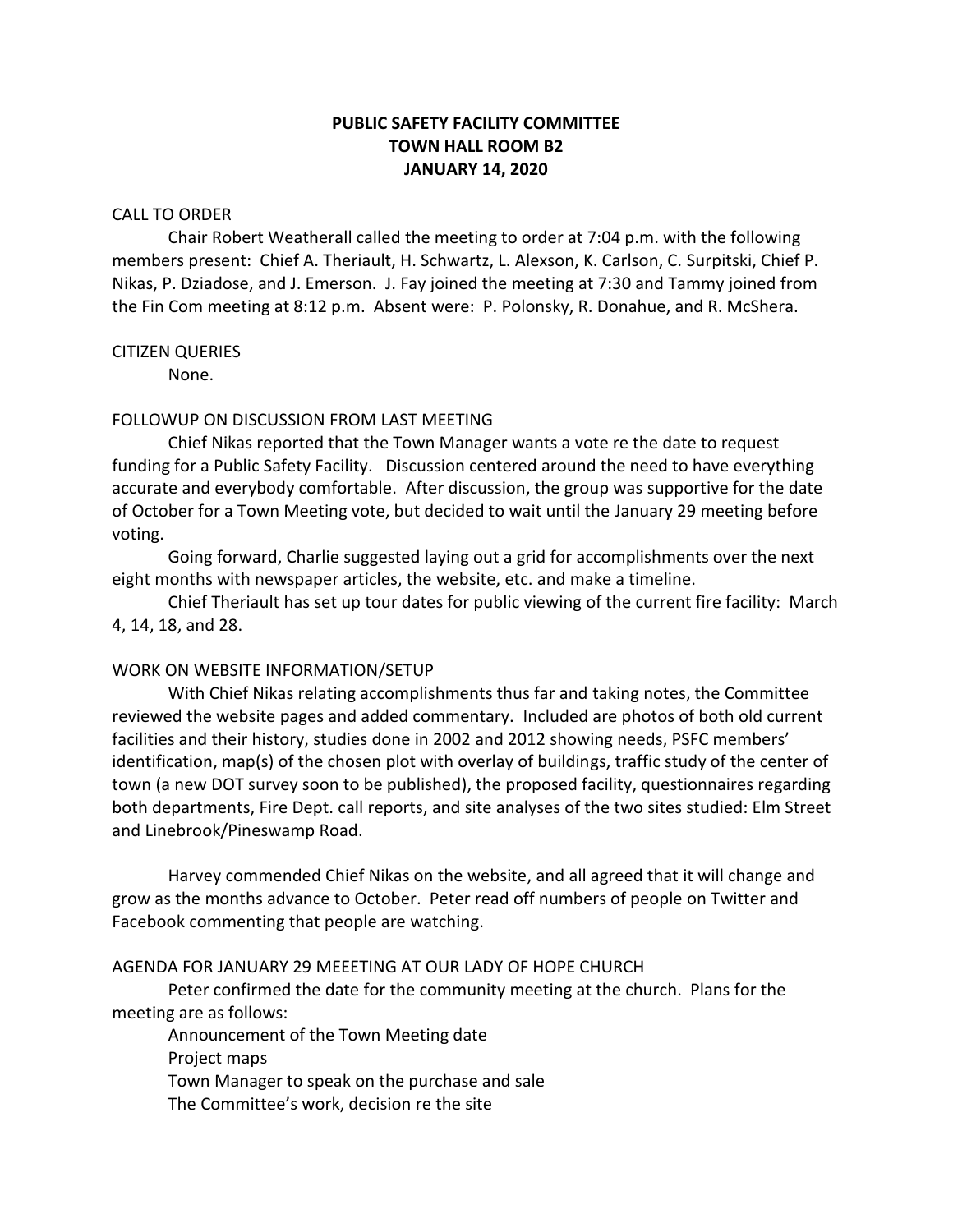**PUBLIC SAFETY FACILITY COMMITTEE**
**TOWN HALL ROOM B2**
**JANUARY 14, 2020**

CALL TO ORDER

Chair Robert Weatherall called the meeting to order at 7:04 p.m. with the following members present: Chief A. Theriault, H. Schwartz, L. Alexson, K. Carlson, C. Surpitski, Chief P. Nikas, P. Dziadose, and J. Emerson. J. Fay joined the meeting at 7:30 and Tammy joined from the Fin Com meeting at 8:12 p.m. Absent were: P. Polonsky, R. Donahue, and R. McShera.

CITIZEN QUERIES

None.

FOLLOWUP ON DISCUSSION FROM LAST MEETING

Chief Nikas reported that the Town Manager wants a vote re the date to request funding for a Public Safety Facility. Discussion centered around the need to have everything accurate and everybody comfortable. After discussion, the group was supportive for the date of October for a Town Meeting vote, but decided to wait until the January 29 meeting before voting.

Going forward, Charlie suggested laying out a grid for accomplishments over the next eight months with newspaper articles, the website, etc. and make a timeline.

Chief Theriault has set up tour dates for public viewing of the current fire facility: March 4, 14, 18, and 28.

WORK ON WEBSITE INFORMATION/SETUP

With Chief Nikas relating accomplishments thus far and taking notes, the Committee reviewed the website pages and added commentary. Included are photos of both old current facilities and their history, studies done in 2002 and 2012 showing needs, PSFC members' identification, map(s) of the chosen plot with overlay of buildings, traffic study of the center of town (a new DOT survey soon to be published), the proposed facility, questionnaires regarding both departments, Fire Dept. call reports, and site analyses of the two sites studied: Elm Street and Linebrook/Pineswamp Road.

Harvey commended Chief Nikas on the website, and all agreed that it will change and grow as the months advance to October. Peter read off numbers of people on Twitter and Facebook commenting that people are watching.

AGENDA FOR JANUARY 29 MEEETING AT OUR LADY OF HOPE CHURCH

Peter confirmed the date for the community meeting at the church. Plans for the meeting are as follows:

Announcement of the Town Meeting date
Project maps
Town Manager to speak on the purchase and sale
The Committee's work, decision re the site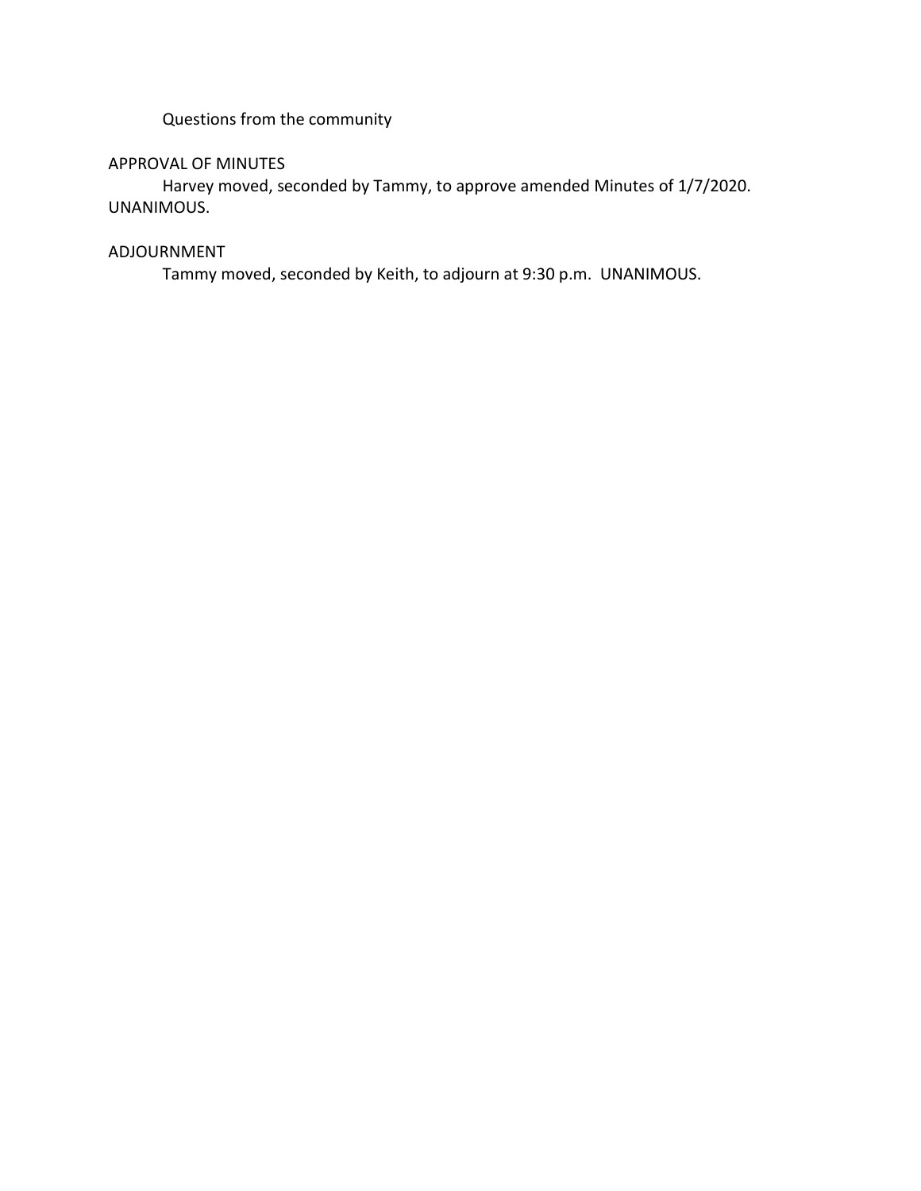Questions from the community

APPROVAL OF MINUTES

Harvey moved, seconded by Tammy, to approve amended Minutes of 1/7/2020. UNANIMOUS.

ADJOURNMENT

Tammy moved, seconded by Keith, to adjourn at 9:30 p.m. UNANIMOUS.